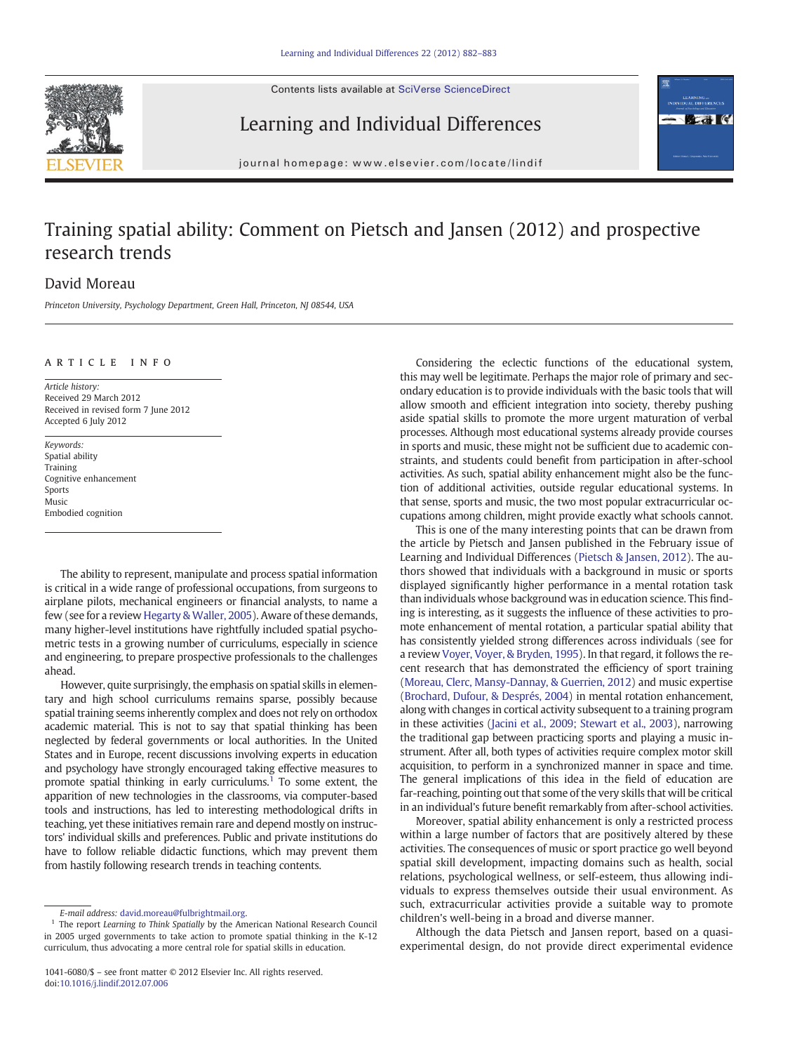# Training spatial ability: Comment on Pietsch and Jansen (2012) and prospective research trends

David Moreau

*Princeton University, Psychology Department, Green Hall, Princeton, NJ 08544, USA*

**ARTICLE INFO**

*Article history:*
Received 29 March 2012
Received in revised form 7 June 2012
Accepted 6 July 2012

*Keywords:*
Spatial ability
Training
Cognitive enhancement
Sports
Music
Embodied cognition

The ability to represent, manipulate and process spatial information is critical in a wide range of professional occupations, from surgeons to airplane pilots, mechanical engineers or financial analysts, to name a few (see for a review Hegarty & Waller, 2005). Aware of these demands, many higher-level institutions have rightfully included spatial psychometric tests in a growing number of curriculums, especially in science and engineering, to prepare prospective professionals to the challenges ahead.

However, quite surprisingly, the emphasis on spatial skills in elementary and high school curriculums remains sparse, possibly because spatial training seems inherently complex and does not rely on orthodox academic material. This is not to say that spatial thinking has been neglected by federal governments or local authorities. In the United States and in Europe, recent discussions involving experts in education and psychology have strongly encouraged taking effective measures to promote spatial thinking in early curriculums.[1] To some extent, the apparition of new technologies in the classrooms, via computer-based tools and instructions, has led to interesting methodological drifts in teaching, yet these initiatives remain rare and depend mostly on instructors' individual skills and preferences. Public and private institutions do have to follow reliable didactic functions, which may prevent them from hastily following research trends in teaching contents.

Considering the eclectic functions of the educational system, this may well be legitimate. Perhaps the major role of primary and secondary education is to provide individuals with the basic tools that will allow smooth and efficient integration into society, thereby pushing aside spatial skills to promote the more urgent maturation of verbal processes. Although most educational systems already provide courses in sports and music, these might not be sufficient due to academic constraints, and students could benefit from participation in after-school activities. As such, spatial ability enhancement might also be the function of additional activities, outside regular educational systems. In that sense, sports and music, the two most popular extracurricular occupations among children, might provide exactly what schools cannot.

This is one of the many interesting points that can be drawn from the article by Pietsch and Jansen published in the February issue of Learning and Individual Differences (Pietsch & Jansen, 2012). The authors showed that individuals with a background in music or sports displayed significantly higher performance in a mental rotation task than individuals whose background was in education science. This finding is interesting, as it suggests the influence of these activities to promote enhancement of mental rotation, a particular spatial ability that has consistently yielded strong differences across individuals (see for a review Voyer, Voyer, & Bryden, 1995). In that regard, it follows the recent research that has demonstrated the efficiency of sport training (Moreau, Clerc, Mansy-Dannay, & Guerrien, 2012) and music expertise (Brochard, Dufour, & Després, 2004) in mental rotation enhancement, along with changes in cortical activity subsequent to a training program in these activities (Jacini et al., 2009; Stewart et al., 2003), narrowing the traditional gap between practicing sports and playing a music instrument. After all, both types of activities require complex motor skill acquisition, to perform in a synchronized manner in space and time. The general implications of this idea in the field of education are far-reaching, pointing out that some of the very skills that will be critical in an individual's future benefit remarkably from after-school activities.

Moreover, spatial ability enhancement is only a restricted process within a large number of factors that are positively altered by these activities. The consequences of music or sport practice go well beyond spatial skill development, impacting domains such as health, social relations, psychological wellness, or self-esteem, thus allowing individuals to express themselves outside their usual environment. As such, extracurricular activities provide a suitable way to promote children's well-being in a broad and diverse manner.

Although the data Pietsch and Jansen report, based on a quasi-experimental design, do not provide direct experimental evidence

E-mail address: david.moreau@fulbrightmail.org.

[1] The report *Learning to Think Spatially* by the American National Research Council in 2005 urged governments to take action to promote spatial thinking in the K-12 curriculum, thus advocating a more central role for spatial skills in education.

1041-6080/$ – see front matter © 2012 Elsevier Inc. All rights reserved.
doi:10.1016/j.lindif.2012.07.006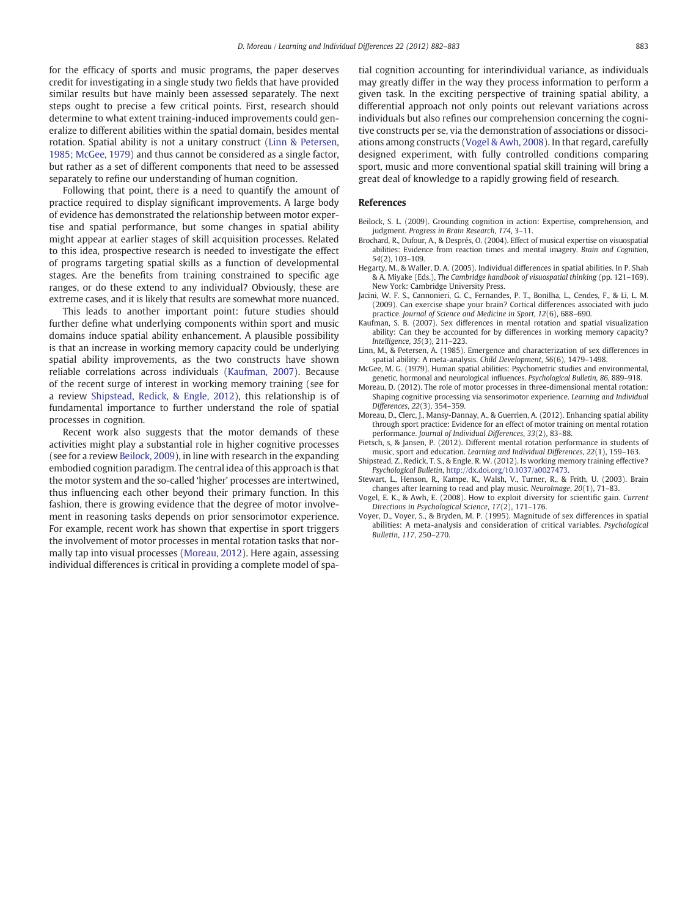for the efficacy of sports and music programs, the paper deserves credit for investigating in a single study two fields that have provided similar results but have mainly been assessed separately. The next steps ought to precise a few critical points. First, research should determine to what extent training-induced improvements could generalize to different abilities within the spatial domain, besides mental rotation. Spatial ability is not a unitary construct (Linn & Petersen, 1985; McGee, 1979) and thus cannot be considered as a single factor, but rather as a set of different components that need to be assessed separately to refine our understanding of human cognition.

Following that point, there is a need to quantify the amount of practice required to display significant improvements. A large body of evidence has demonstrated the relationship between motor expertise and spatial performance, but some changes in spatial ability might appear at earlier stages of skill acquisition processes. Related to this idea, prospective research is needed to investigate the effect of programs targeting spatial skills as a function of developmental stages. Are the benefits from training constrained to specific age ranges, or do these extend to any individual? Obviously, these are extreme cases, and it is likely that results are somewhat more nuanced.

This leads to another important point: future studies should further define what underlying components within sport and music domains induce spatial ability enhancement. A plausible possibility is that an increase in working memory capacity could be underlying spatial ability improvements, as the two constructs have shown reliable correlations across individuals (Kaufman, 2007). Because of the recent surge of interest in working memory training (see for a review Shipstead, Redick, & Engle, 2012), this relationship is of fundamental importance to further understand the role of spatial processes in cognition.

Recent work also suggests that the motor demands of these activities might play a substantial role in higher cognitive processes (see for a review Beilock, 2009), in line with research in the expanding embodied cognition paradigm. The central idea of this approach is that the motor system and the so-called 'higher' processes are intertwined, thus influencing each other beyond their primary function. In this fashion, there is growing evidence that the degree of motor involvement in reasoning tasks depends on prior sensorimotor experience. For example, recent work has shown that expertise in sport triggers the involvement of motor processes in mental rotation tasks that normally tap into visual processes (Moreau, 2012). Here again, assessing individual differences is critical in providing a complete model of spatial cognition accounting for interindividual variance, as individuals may greatly differ in the way they process information to perform a given task. In the exciting perspective of training spatial ability, a differential approach not only points out relevant variations across individuals but also refines our comprehension concerning the cognitive constructs per se, via the demonstration of associations or dissociations among constructs (Vogel & Awh, 2008). In that regard, carefully designed experiment, with fully controlled conditions comparing sport, music and more conventional spatial skill training will bring a great deal of knowledge to a rapidly growing field of research.

## References

Beilock, S. L. (2009). Grounding cognition in action: Expertise, comprehension, and judgment. *Progress in Brain Research*, *174*, 3–11.

Brochard, R., Dufour, A., & Després, O. (2004). Effect of musical expertise on visuospatial abilities: Evidence from reaction times and mental imagery. *Brain and Cognition*, *54*(2), 103–109.

Hegarty, M., & Waller, D. A. (2005). Individual differences in spatial abilities. In P. Shah & A. Miyake (Eds.), *The Cambridge handbook of visuospatial thinking* (pp. 121–169). New York: Cambridge University Press.

Jacini, W. F. S., Cannonieri, G. C., Fernandes, P. T., Bonilha, L., Cendes, F., & Li, L. M. (2009). Can exercise shape your brain? Cortical differences associated with judo practice. *Journal of Science and Medicine in Sport*, *12*(6), 688–690.

Kaufman, S. B. (2007). Sex differences in mental rotation and spatial visualization ability: Can they be accounted for by differences in working memory capacity? *Intelligence*, *35*(3), 211–223.

Linn, M., & Petersen, A. (1985). Emergence and characterization of sex differences in spatial ability: A meta-analysis. *Child Development*, *56*(6), 1479–1498.

McGee, M. G. (1979). Human spatial abilities: Psychometric studies and environmental, genetic, hormonal and neurological influences. *Psychological Bulletin*, *86*, 889–918.

Moreau, D. (2012). The role of motor processes in three-dimensional mental rotation: Shaping cognitive processing via sensorimotor experience. *Learning and Individual Differences*, *22*(3), 354–359.

Moreau, D., Clerc, J., Mansy-Dannay, A., & Guerrien, A. (2012). Enhancing spatial ability through sport practice: Evidence for an effect of motor training on mental rotation performance. *Journal of Individual Differences*, *33*(2), 83–88.

Pietsch, s, & Jansen, P. (2012). Different mental rotation performance in students of music, sport and education. *Learning and Individual Differences*, *22*(1), 159–163.

Shipstead, Z., Redick, T. S., & Engle, R. W. (2012). Is working memory training effective? *Psychological Bulletin*, http://dx.doi.org/10.1037/a0027473.

Stewart, L., Henson, R., Kampe, K., Walsh, V., Turner, R., & Frith, U. (2003). Brain changes after learning to read and play music. *NeuroImage*, *20*(1), 71–83.

Vogel, E. K., & Awh, E. (2008). How to exploit diversity for scientific gain. *Current Directions in Psychological Science*, *17*(2), 171–176.

Voyer, D., Voyer, S., & Bryden, M. P. (1995). Magnitude of sex differences in spatial abilities: A meta-analysis and consideration of critical variables. *Psychological Bulletin*, *117*, 250–270.